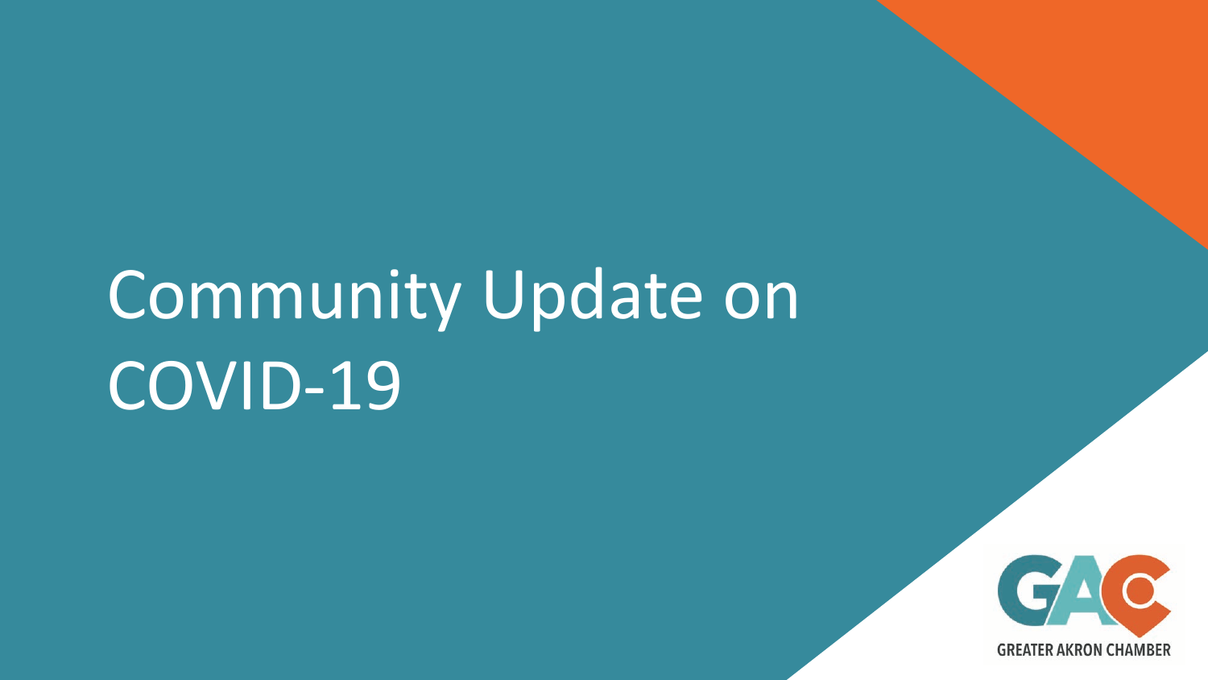# Community Update on COVID-19

GREATER AKRON CHAMBER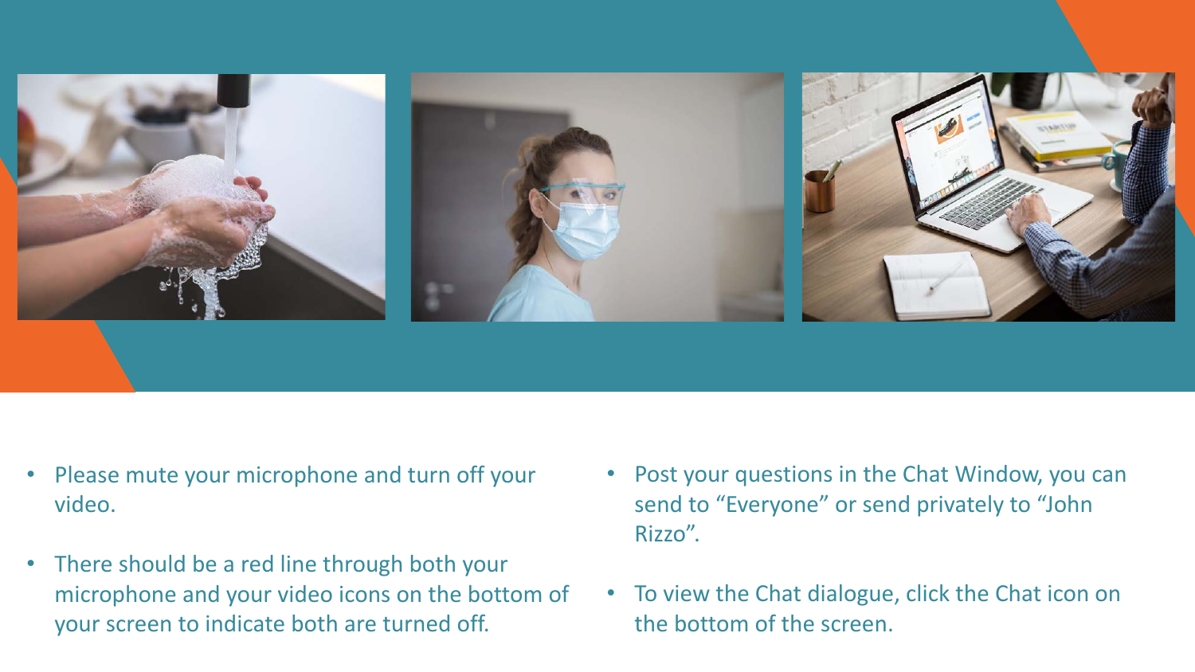- Please mute your microphone and turn off your video.
- There should be a red line through both your microphone and your video icons on the bottom of your screen to indicate both are turned off.
- Post your questions in the Chat Window, you can send to “Everyone” or send privately to “John Rizzo”.
- To view the Chat dialogue, click the Chat icon on the bottom of the screen.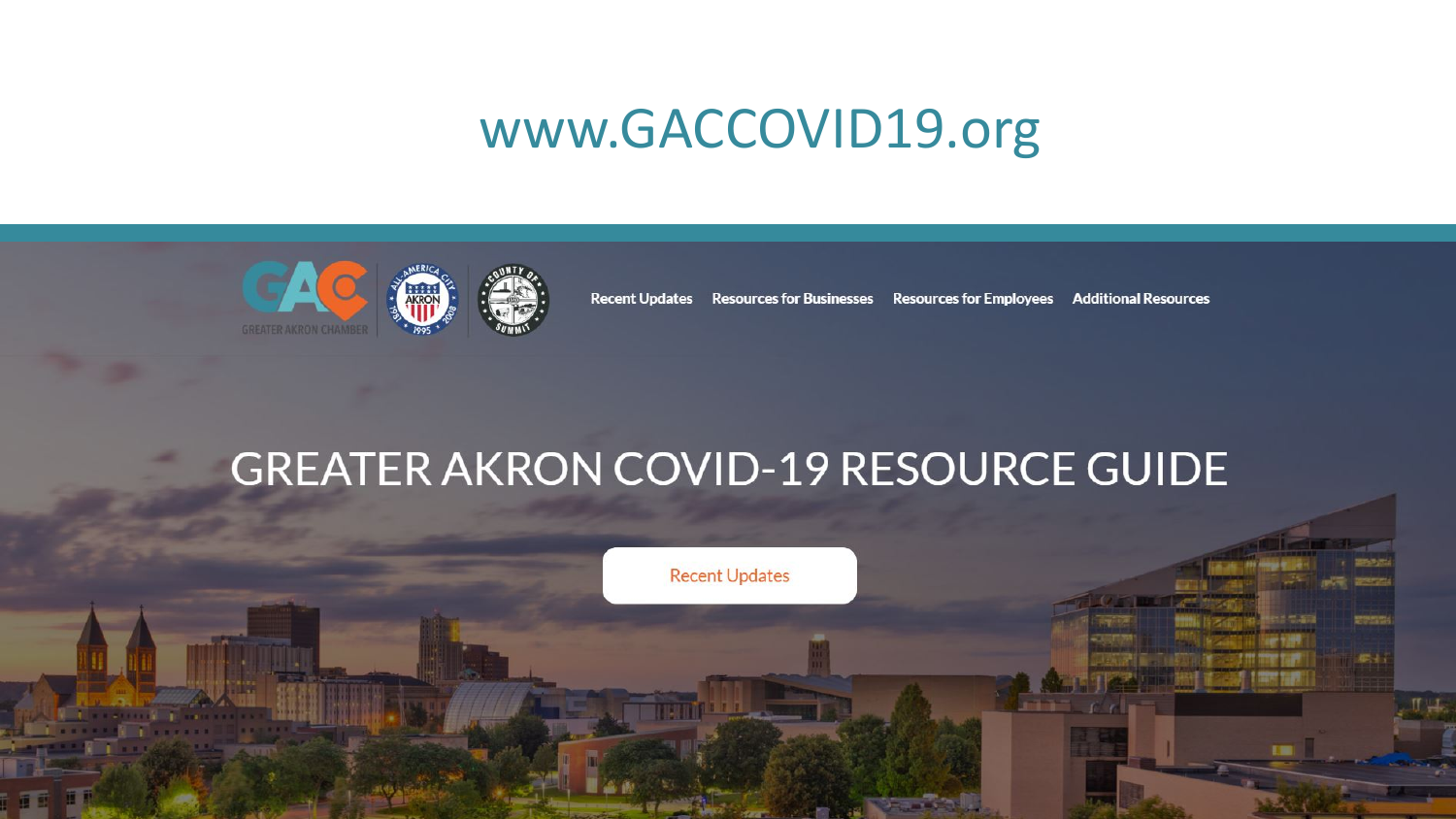# www.GACCOVID19.org

GREATER AKRON CHAMBER

Recent Updates | Resources for Businesses | Resources for Employees | Additional Resources

## GREATER AKRON COVID-19 RESOURCE GUIDE

Recent Updates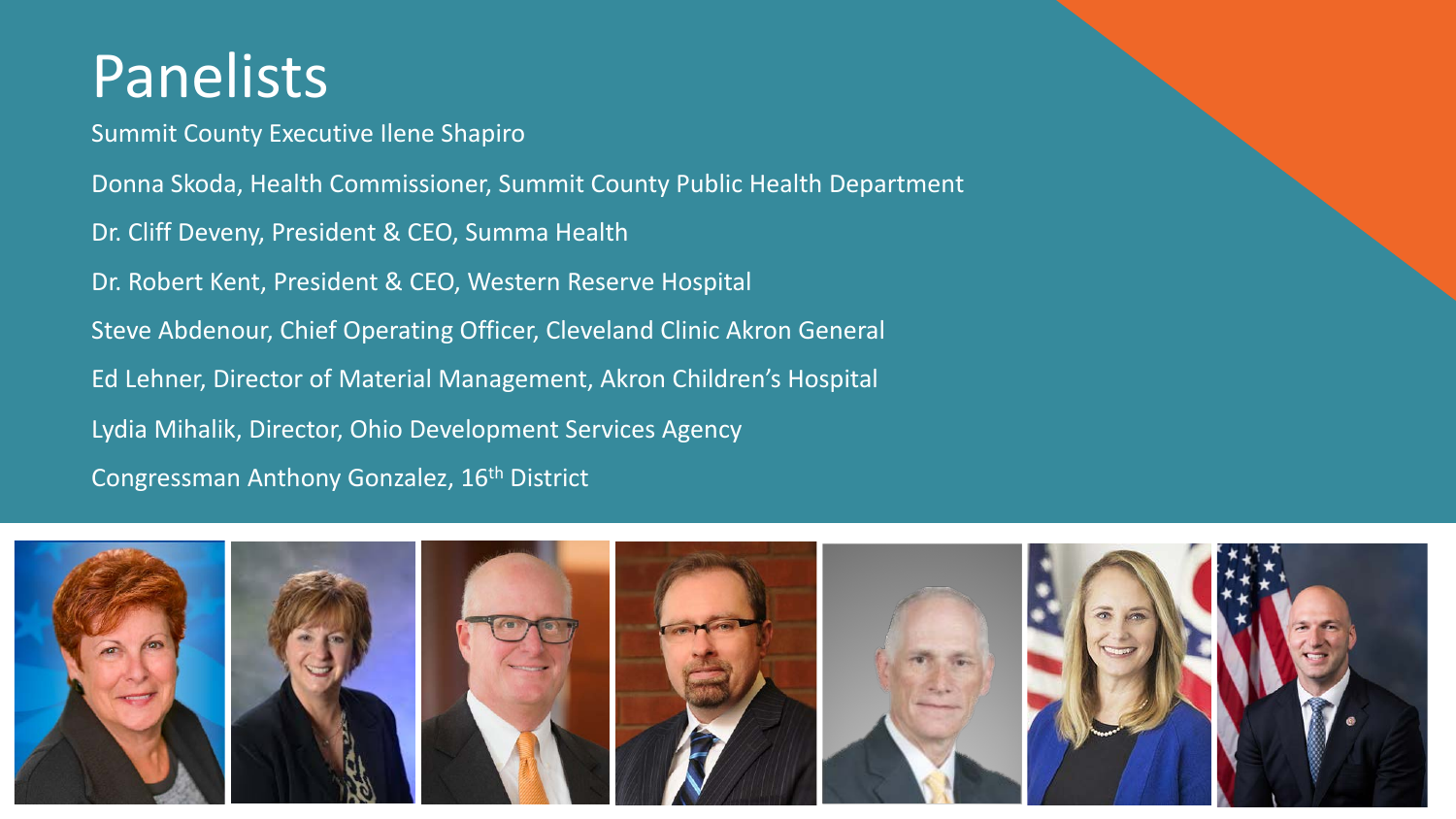# Panelists

- Summit County Executive Ilene Shapiro
- Donna Skoda, Health Commissioner, Summit County Public Health Department
- Dr. Cliff Deveny, President & CEO, Summa Health
- Dr. Robert Kent, President & CEO, Western Reserve Hospital
- Steve Abdenour, Chief Operating Officer, Cleveland Clinic Akron General
- Ed Lehner, Director of Material Management, Akron Children's Hospital
- Lydia Mihalik, Director, Ohio Development Services Agency
- Congressman Anthony Gonzalez, 16th District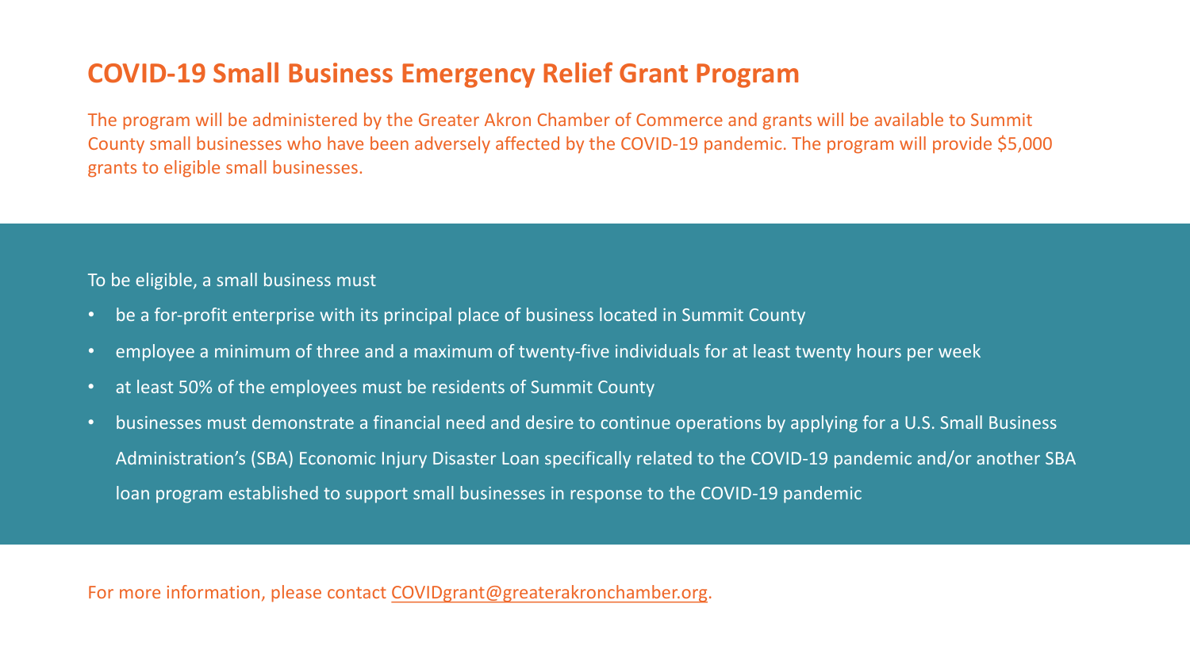# COVID-19 Small Business Emergency Relief Grant Program

The program will be administered by the Greater Akron Chamber of Commerce and grants will be available to Summit County small businesses who have been adversely affected by the COVID-19 pandemic. The program will provide $5,000 grants to eligible small businesses.

To be eligible, a small business must

- be a for-profit enterprise with its principal place of business located in Summit County
- employee a minimum of three and a maximum of twenty-five individuals for at least twenty hours per week
- at least 50% of the employees must be residents of Summit County
- businesses must demonstrate a financial need and desire to continue operations by applying for a U.S. Small Business Administration's (SBA) Economic Injury Disaster Loan specifically related to the COVID-19 pandemic and/or another SBA loan program established to support small businesses in response to the COVID-19 pandemic

For more information, please contact COVIDgrant@greaterakronchamber.org.